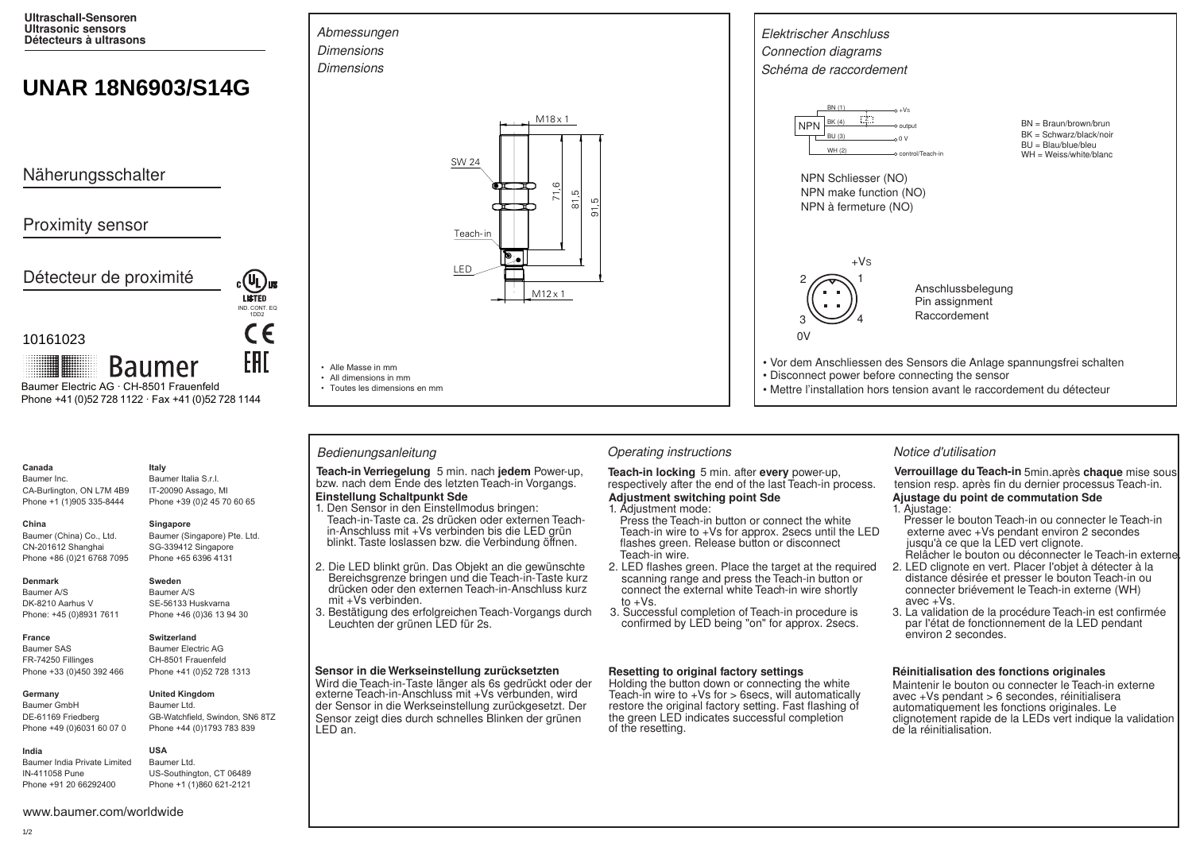**Ultraschall-Sensoren**
**Ultrasonic sensors**
**Détecteurs à ultrasons**

# UNAR 18N6903/S14G

## Näherungsschalter

## Proximity sensor

## Détecteur de proximité

LISTED
IND. CONT. EQ
1DD2

10161023

Baumer

Baumer Electric AG · CH-8501 Frauenfeld
Phone +41 (0)52 728 1122 · Fax +41 (0)52 728 1144

*Abmessungen*
*Dimensions*
*Dimensions*

M18 x 1
SW 24
71,6
81,5
91,5
Teach-in
LED
M12 x 1

- Alle Masse in mm
- All dimensions in mm
- Toutes les dimensions en mm

*Elektrischer Anschluss*
*Connection diagrams*
*Schéma de raccordement*

NPN
BN (1) +Vs
BK (4) output
BU (3) 0 V
WH (2) control/Teach-in

BN = Braun/brown/brun
BK = Schwarz/black/noir
BU = Blau/blue/bleu
WH = Weiss/white/blanc

NPN Schliesser (NO)
NPN make function (NO)
NPN à fermeture (NO)

+Vs
2 1
3 4
0V

Anschlussbelegung
Pin assignment
Raccordement

- Vor dem Anschliessen des Sensors die Anlage spannungsfrei schalten
- Disconnect power before connecting the sensor
- Mettre l'installation hors tension avant le raccordement du détecteur

**Canada**
Baumer Inc.
CA-Burlington, ON L7M 4B9
Phone +1 (1)905 335-8444

**China**
Baumer (China) Co., Ltd.
CN-201612 Shanghai
Phone +86 (0)21 6768 7095

**Denmark**
Baumer A/S
DK-8210 Aarhus V
Phone: +45 (0)8931 7611

**France**
Baumer SAS
FR-74250 Fillinges
Phone +33 (0)450 392 466

**Germany**
Baumer GmbH
DE-61169 Friedberg
Phone +49 (0)6031 60 07 0

**India**
Baumer India Private Limited
IN-411058 Pune
Phone +91 20 66292400

**Italy**
Baumer Italia S.r.l.
IT-20090 Assago, MI
Phone +39 (0)2 45 70 60 65

**Singapore**
Baumer (Singapore) Pte. Ltd.
SG-339412 Singapore
Phone +65 6396 4131

**Sweden**
Baumer A/S
SE-56133 Huskvarna
Phone +46 (0)36 13 94 30

**Switzerland**
Baumer Electric AG
CH-8501 Frauenfeld
Phone +41 (0)52 728 1313

**United Kingdom**
Baumer Ltd.
GB-Watchfield, Swindon, SN6 8TZ
Phone +44 (0)1793 783 839

**USA**
Baumer Ltd.
US-Southington, CT 06489
Phone +1 (1)860 621-2121

www.baumer.com/worldwide

### *Bedienungsanleitung*

**Teach-in Verriegelung** 5 min. nach **jedem** Power-up, bzw. nach dem Ende des letzten Teach-in Vorgangs.

**Einstellung Schaltpunkt Sde**

1. Den Sensor in den Einstellmodus bringen: Teach-in-Taste ca. 2s drücken oder externen Teach-in-Anschluss mit +Vs verbinden bis die LED grün blinkt. Taste loslassen bzw. die Verbindung öffnen.
2. Die LED blinkt grün. Das Objekt an die gewünschte Bereichsgrenze bringen und die Teach-in-Taste kurz drücken oder den externen Teach-in-Anschluss kurz mit +Vs verbinden.
3. Bestätigung des erfolgreichen Teach-Vorgangs durch Leuchten der grünen LED für 2s.

**Sensor in die Werkseinstellung zurücksetzten**

Wird die Teach-in-Taste länger als 6s gedrückt oder der externe Teach-in-Anschluss mit +Vs verbunden, wird der Sensor in die Werkseinstellung zurückgesetzt. Der Sensor zeigt dies durch schnelles Blinken der grünen LED an.

### *Operating instructions*

**Teach-in locking** 5 min. after **every** power-up, respectively after the end of the last Teach-in process.

**Adjustment switching point Sde**

1. Adjustment mode: Press the Teach-in button or connect the white Teach-in wire to +Vs for approx. 2secs until the LED flashes green. Release button or disconnect Teach-in wire.
2. LED flashes green. Place the target at the required scanning range and press the Teach-in button or connect the external white Teach-in wire shortly to +Vs.
3. Successful completion of Teach-in procedure is confirmed by LED being "on" for approx. 2secs.

**Resetting to original factory settings**

Holding the button down or connecting the white Teach-in wire to +Vs for > 6secs, will automatically restore the original factory setting. Fast flashing of the green LED indicates successful completion of the resetting.

### *Notice d'utilisation*

**Verrouillage du Teach-in** 5min.après **chaque** mise sous tension resp. après fin du dernier processus Teach-in.

**Ajustage du point de commutation Sde**

1. Ajustage: Presser le bouton Teach-in ou connecter le Teach-in externe avec +Vs pendant environ 2 secondes jusqu'à ce que la LED vert clignote. Relâcher le bouton ou déconnecter le Teach-in externe.
2. LED clignote en vert. Placer l'objet à détecter à la distance désirée et presser le bouton Teach-in ou connecter briévement le Teach-in externe (WH) avec +Vs.
3. La validation de la procédure Teach-in est confirmée par l'état de fonctionnement de la LED pendant environ 2 secondes.

**Réinitialisation des fonctions originales**

Maintenir le bouton ou connecter le Teach-in externe avec +Vs pendant > 6 secondes, réinitialisera automatiquement les fonctions originales. Le clignotement rapide de la LEDs vert indique la validation de la réinitialisation.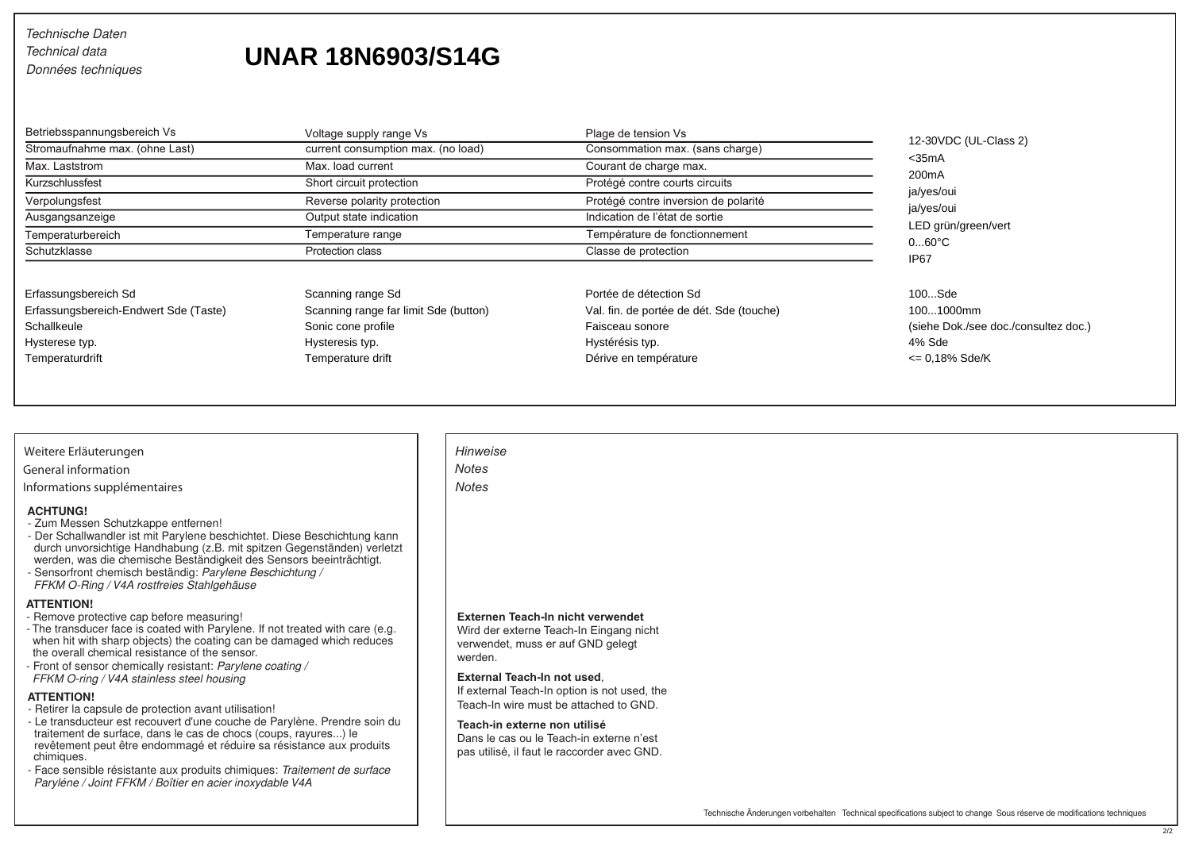Technische Daten
Technical data
Données techniques

# UNAR 18N6903/S14G

| | | | |
|---|---|---|---|
| Betriebsspannungsbereich Vs | Voltage supply range Vs | Plage de tension Vs | 12-30VDC (UL-Class 2) |
| Stromaufnahme max. (ohne Last) | current consumption max. (no load) | Consommation max. (sans charge) | <35mA |
| Max. Laststrom | Max. load current | Courant de charge max. | 200mA |
| Kurzschlussfest | Short circuit protection | Protégé contre courts circuits | ja/yes/oui |
| Verpolungsfest | Reverse polarity protection | Protégé contre inversion de polarité | ja/yes/oui |
| Ausgangsanzeige | Output state indication | Indication de l'état de sortie | LED grün/green/vert |
| Temperaturbereich | Temperature range | Température de fonctionnement | 0...60°C |
| Schutzklasse | Protection class | Classe de protection | IP67 |

| | | | |
|---|---|---|---|
| Erfassungsbereich Sd | Scanning range Sd | Portée de détection Sd | 100...Sde |
| Erfassungsbereich-Endwert Sde (Taste) | Scanning range far limit Sde (button) | Val. fin. de portée de dét. Sde (touche) | 100...1000mm |
| Schallkeule | Sonic cone profile | Faisceau sonore | (siehe Dok./see doc./consultez doc.) |
| Hysterese typ. | Hysteresis typ. | Hystérésis typ. | 4% Sde |
| Temperaturdrift | Temperature drift | Dérive en température | <= 0,18% Sde/K |

## Weitere Erläuterungen
## General information
## Informations supplémentaires

**ACHTUNG!**
- Zum Messen Schutzkappe entfernen!
- Der Schallwandler ist mit Parylene beschichtet. Diese Beschichtung kann durch unvorsichtige Handhabung (z.B. mit spitzen Gegenständen) verletzt werden, was die chemische Beständigkeit des Sensors beeinträchtigt.
- Sensorfront chemisch beständig: *Parylene Beschichtung / FFKM O-Ring / V4A rostfreies Stahlgehäuse*

**ATTENTION!**
- Remove protective cap before measuring!
- The transducer face is coated with Parylene. If not treated with care (e.g. when hit with sharp objects) the coating can be damaged which reduces the overall chemical resistance of the sensor.
- Front of sensor chemically resistant: *Parylene coating / FFKM O-ring / V4A stainless steel housing*

**ATTENTION!**
- Retirer la capsule de protection avant utilisation!
- Le transducteur est recouvert d'une couche de Parylène. Prendre soin du traitement de surface, dans le cas de chocs (coups, rayures...) le revêtement peut être endommagé et réduire sa résistance aux produits chimiques.
- Face sensible résistante aux produits chimiques: *Traitement de surface Paryléne / Joint FFKM / Boîtier en acier inoxydable V4A*

## *Hinweise*
## *Notes*
## *Notes*

**Externen Teach-In nicht verwendet**
Wird der externe Teach-In Eingang nicht verwendet, muss er auf GND gelegt werden.

**External Teach-In not used**,
If external Teach-In option is not used, the Teach-In wire must be attached to GND.

**Teach-in externe non utilisé**
Dans le cas ou le Teach-in externe n'est pas utilisé, il faut le raccorder avec GND.

Technische Änderungen vorbehalten Technical specifications subject to change Sous réserve de modifications techniques